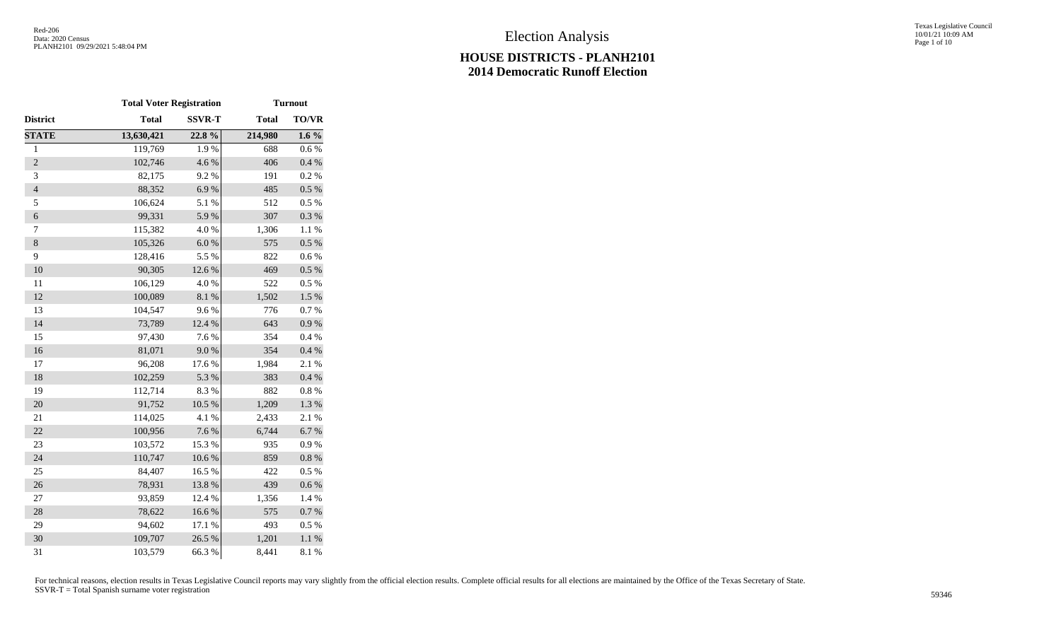# Election Analysis

## HOUSE DISTRICTS - PLANH2101
## 2014 Democratic Runoff Election

| | Total Voter Registration | | Turnout | |
|---|---|---|---|---|
| **District** | **Total** | **SSVR-T** | **Total** | **TO/VR** |
| **STATE** | **13,630,421** | **22.8 %** | **214,980** | **1.6 %** |
| 1 | 119,769 | 1.9 % | 688 | 0.6 % |
| 2 | 102,746 | 4.6 % | 406 | 0.4 % |
| 3 | 82,175 | 9.2 % | 191 | 0.2 % |
| 4 | 88,352 | 6.9 % | 485 | 0.5 % |
| 5 | 106,624 | 5.1 % | 512 | 0.5 % |
| 6 | 99,331 | 5.9 % | 307 | 0.3 % |
| 7 | 115,382 | 4.0 % | 1,306 | 1.1 % |
| 8 | 105,326 | 6.0 % | 575 | 0.5 % |
| 9 | 128,416 | 5.5 % | 822 | 0.6 % |
| 10 | 90,305 | 12.6 % | 469 | 0.5 % |
| 11 | 106,129 | 4.0 % | 522 | 0.5 % |
| 12 | 100,089 | 8.1 % | 1,502 | 1.5 % |
| 13 | 104,547 | 9.6 % | 776 | 0.7 % |
| 14 | 73,789 | 12.4 % | 643 | 0.9 % |
| 15 | 97,430 | 7.6 % | 354 | 0.4 % |
| 16 | 81,071 | 9.0 % | 354 | 0.4 % |
| 17 | 96,208 | 17.6 % | 1,984 | 2.1 % |
| 18 | 102,259 | 5.3 % | 383 | 0.4 % |
| 19 | 112,714 | 8.3 % | 882 | 0.8 % |
| 20 | 91,752 | 10.5 % | 1,209 | 1.3 % |
| 21 | 114,025 | 4.1 % | 2,433 | 2.1 % |
| 22 | 100,956 | 7.6 % | 6,744 | 6.7 % |
| 23 | 103,572 | 15.3 % | 935 | 0.9 % |
| 24 | 110,747 | 10.6 % | 859 | 0.8 % |
| 25 | 84,407 | 16.5 % | 422 | 0.5 % |
| 26 | 78,931 | 13.8 % | 439 | 0.6 % |
| 27 | 93,859 | 12.4 % | 1,356 | 1.4 % |
| 28 | 78,622 | 16.6 % | 575 | 0.7 % |
| 29 | 94,602 | 17.1 % | 493 | 0.5 % |
| 30 | 109,707 | 26.5 % | 1,201 | 1.1 % |
| 31 | 103,579 | 66.3 % | 8,441 | 8.1 % |

For technical reasons, election results in Texas Legislative Council reports may vary slightly from the official election results. Complete official results for all elections are maintained by the Office of the Texas Secretary of State.
SSVR-T = Total Spanish surname voter registration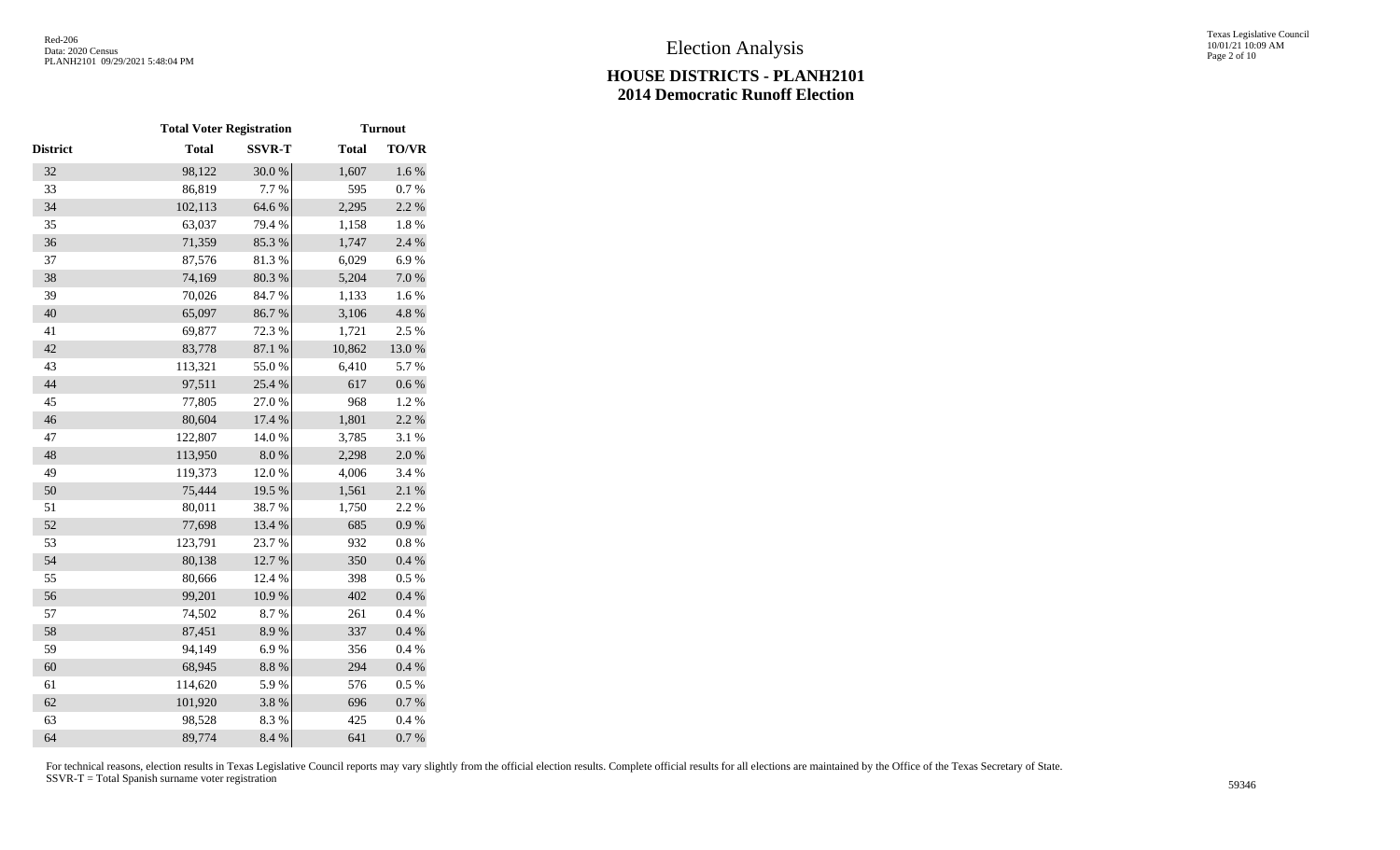# Election Analysis

## HOUSE DISTRICTS - PLANH2101
## 2014 Democratic Runoff Election

| | Total Voter Registration | | Turnout | |
|---|---|---|---|---|
| District | Total | SSVR-T | Total | TO/VR |
| 32 | 98,122 | 30.0 % | 1,607 | 1.6 % |
| 33 | 86,819 | 7.7 % | 595 | 0.7 % |
| 34 | 102,113 | 64.6 % | 2,295 | 2.2 % |
| 35 | 63,037 | 79.4 % | 1,158 | 1.8 % |
| 36 | 71,359 | 85.3 % | 1,747 | 2.4 % |
| 37 | 87,576 | 81.3 % | 6,029 | 6.9 % |
| 38 | 74,169 | 80.3 % | 5,204 | 7.0 % |
| 39 | 70,026 | 84.7 % | 1,133 | 1.6 % |
| 40 | 65,097 | 86.7 % | 3,106 | 4.8 % |
| 41 | 69,877 | 72.3 % | 1,721 | 2.5 % |
| 42 | 83,778 | 87.1 % | 10,862 | 13.0 % |
| 43 | 113,321 | 55.0 % | 6,410 | 5.7 % |
| 44 | 97,511 | 25.4 % | 617 | 0.6 % |
| 45 | 77,805 | 27.0 % | 968 | 1.2 % |
| 46 | 80,604 | 17.4 % | 1,801 | 2.2 % |
| 47 | 122,807 | 14.0 % | 3,785 | 3.1 % |
| 48 | 113,950 | 8.0 % | 2,298 | 2.0 % |
| 49 | 119,373 | 12.0 % | 4,006 | 3.4 % |
| 50 | 75,444 | 19.5 % | 1,561 | 2.1 % |
| 51 | 80,011 | 38.7 % | 1,750 | 2.2 % |
| 52 | 77,698 | 13.4 % | 685 | 0.9 % |
| 53 | 123,791 | 23.7 % | 932 | 0.8 % |
| 54 | 80,138 | 12.7 % | 350 | 0.4 % |
| 55 | 80,666 | 12.4 % | 398 | 0.5 % |
| 56 | 99,201 | 10.9 % | 402 | 0.4 % |
| 57 | 74,502 | 8.7 % | 261 | 0.4 % |
| 58 | 87,451 | 8.9 % | 337 | 0.4 % |
| 59 | 94,149 | 6.9 % | 356 | 0.4 % |
| 60 | 68,945 | 8.8 % | 294 | 0.4 % |
| 61 | 114,620 | 5.9 % | 576 | 0.5 % |
| 62 | 101,920 | 3.8 % | 696 | 0.7 % |
| 63 | 98,528 | 8.3 % | 425 | 0.4 % |
| 64 | 89,774 | 8.4 % | 641 | 0.7 % |

For technical reasons, election results in Texas Legislative Council reports may vary slightly from the official election results. Complete official results for all elections are maintained by the Office of the Texas Secretary of State.
SSVR-T = Total Spanish surname voter registration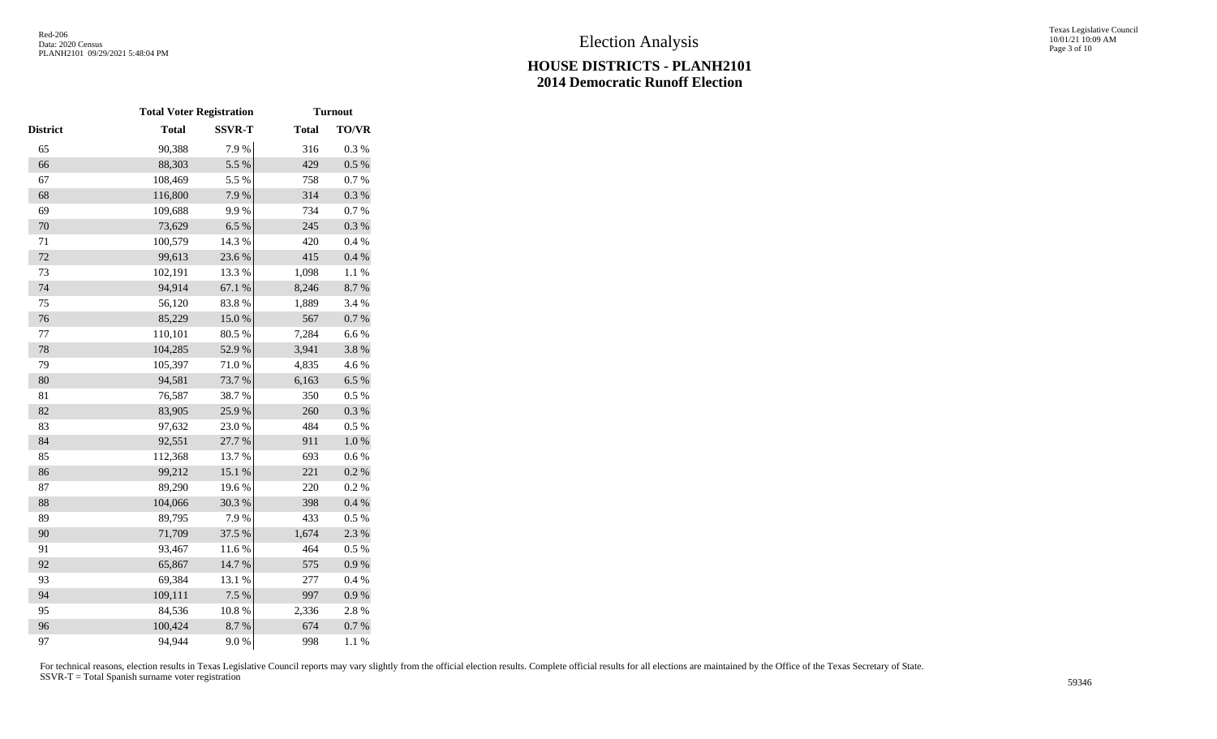# Election Analysis

## HOUSE DISTRICTS - PLANH2101
## 2014 Democratic Runoff Election

| | Total Voter Registration | | Turnout | |
|---|---|---|---|---|
| District | Total | SSVR-T | Total | TO/VR |
| 65 | 90,388 | 7.9 % | 316 | 0.3 % |
| 66 | 88,303 | 5.5 % | 429 | 0.5 % |
| 67 | 108,469 | 5.5 % | 758 | 0.7 % |
| 68 | 116,800 | 7.9 % | 314 | 0.3 % |
| 69 | 109,688 | 9.9 % | 734 | 0.7 % |
| 70 | 73,629 | 6.5 % | 245 | 0.3 % |
| 71 | 100,579 | 14.3 % | 420 | 0.4 % |
| 72 | 99,613 | 23.6 % | 415 | 0.4 % |
| 73 | 102,191 | 13.3 % | 1,098 | 1.1 % |
| 74 | 94,914 | 67.1 % | 8,246 | 8.7 % |
| 75 | 56,120 | 83.8 % | 1,889 | 3.4 % |
| 76 | 85,229 | 15.0 % | 567 | 0.7 % |
| 77 | 110,101 | 80.5 % | 7,284 | 6.6 % |
| 78 | 104,285 | 52.9 % | 3,941 | 3.8 % |
| 79 | 105,397 | 71.0 % | 4,835 | 4.6 % |
| 80 | 94,581 | 73.7 % | 6,163 | 6.5 % |
| 81 | 76,587 | 38.7 % | 350 | 0.5 % |
| 82 | 83,905 | 25.9 % | 260 | 0.3 % |
| 83 | 97,632 | 23.0 % | 484 | 0.5 % |
| 84 | 92,551 | 27.7 % | 911 | 1.0 % |
| 85 | 112,368 | 13.7 % | 693 | 0.6 % |
| 86 | 99,212 | 15.1 % | 221 | 0.2 % |
| 87 | 89,290 | 19.6 % | 220 | 0.2 % |
| 88 | 104,066 | 30.3 % | 398 | 0.4 % |
| 89 | 89,795 | 7.9 % | 433 | 0.5 % |
| 90 | 71,709 | 37.5 % | 1,674 | 2.3 % |
| 91 | 93,467 | 11.6 % | 464 | 0.5 % |
| 92 | 65,867 | 14.7 % | 575 | 0.9 % |
| 93 | 69,384 | 13.1 % | 277 | 0.4 % |
| 94 | 109,111 | 7.5 % | 997 | 0.9 % |
| 95 | 84,536 | 10.8 % | 2,336 | 2.8 % |
| 96 | 100,424 | 8.7 % | 674 | 0.7 % |
| 97 | 94,944 | 9.0 % | 998 | 1.1 % |

For technical reasons, election results in Texas Legislative Council reports may vary slightly from the official election results. Complete official results for all elections are maintained by the Office of the Texas Secretary of State.
SSVR-T = Total Spanish surname voter registration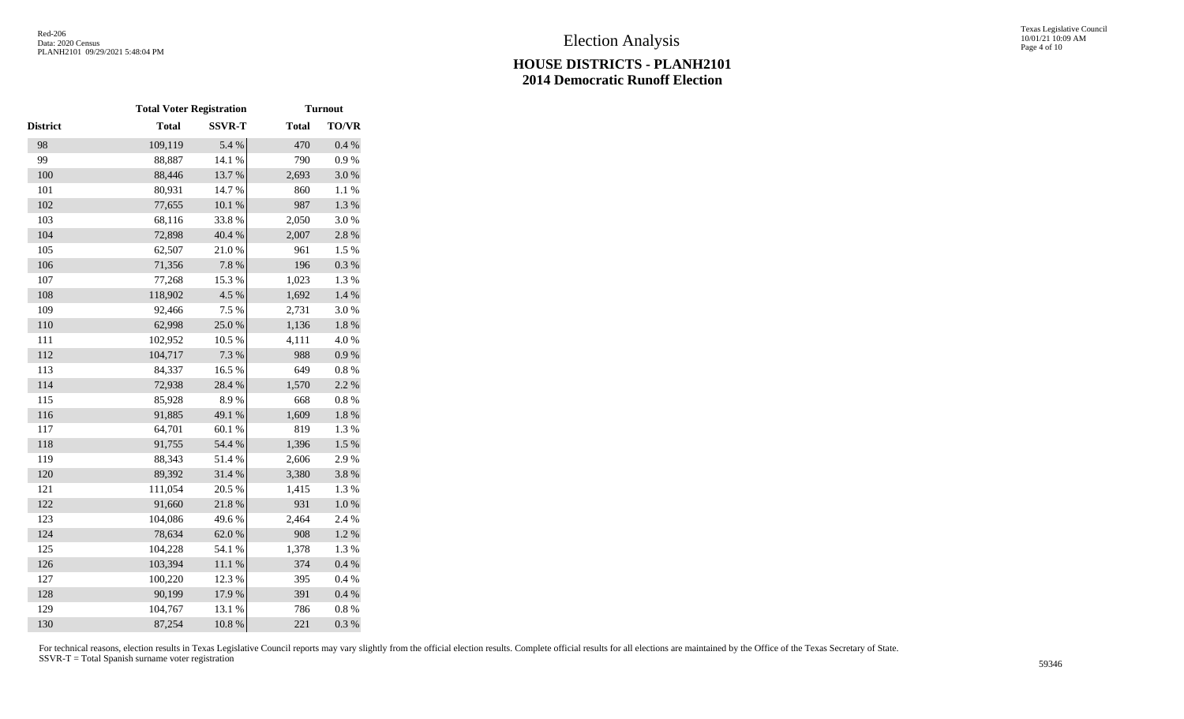# Election Analysis

## HOUSE DISTRICTS - PLANH2101
## 2014 Democratic Runoff Election

| | Total Voter Registration | | Turnout | |
|---|---|---|---|---|
| **District** | **Total** | **SSVR-T** | **Total** | **TO/VR** |
| 98 | 109,119 | 5.4 % | 470 | 0.4 % |
| 99 | 88,887 | 14.1 % | 790 | 0.9 % |
| 100 | 88,446 | 13.7 % | 2,693 | 3.0 % |
| 101 | 80,931 | 14.7 % | 860 | 1.1 % |
| 102 | 77,655 | 10.1 % | 987 | 1.3 % |
| 103 | 68,116 | 33.8 % | 2,050 | 3.0 % |
| 104 | 72,898 | 40.4 % | 2,007 | 2.8 % |
| 105 | 62,507 | 21.0 % | 961 | 1.5 % |
| 106 | 71,356 | 7.8 % | 196 | 0.3 % |
| 107 | 77,268 | 15.3 % | 1,023 | 1.3 % |
| 108 | 118,902 | 4.5 % | 1,692 | 1.4 % |
| 109 | 92,466 | 7.5 % | 2,731 | 3.0 % |
| 110 | 62,998 | 25.0 % | 1,136 | 1.8 % |
| 111 | 102,952 | 10.5 % | 4,111 | 4.0 % |
| 112 | 104,717 | 7.3 % | 988 | 0.9 % |
| 113 | 84,337 | 16.5 % | 649 | 0.8 % |
| 114 | 72,938 | 28.4 % | 1,570 | 2.2 % |
| 115 | 85,928 | 8.9 % | 668 | 0.8 % |
| 116 | 91,885 | 49.1 % | 1,609 | 1.8 % |
| 117 | 64,701 | 60.1 % | 819 | 1.3 % |
| 118 | 91,755 | 54.4 % | 1,396 | 1.5 % |
| 119 | 88,343 | 51.4 % | 2,606 | 2.9 % |
| 120 | 89,392 | 31.4 % | 3,380 | 3.8 % |
| 121 | 111,054 | 20.5 % | 1,415 | 1.3 % |
| 122 | 91,660 | 21.8 % | 931 | 1.0 % |
| 123 | 104,086 | 49.6 % | 2,464 | 2.4 % |
| 124 | 78,634 | 62.0 % | 908 | 1.2 % |
| 125 | 104,228 | 54.1 % | 1,378 | 1.3 % |
| 126 | 103,394 | 11.1 % | 374 | 0.4 % |
| 127 | 100,220 | 12.3 % | 395 | 0.4 % |
| 128 | 90,199 | 17.9 % | 391 | 0.4 % |
| 129 | 104,767 | 13.1 % | 786 | 0.8 % |
| 130 | 87,254 | 10.8 % | 221 | 0.3 % |

For technical reasons, election results in Texas Legislative Council reports may vary slightly from the official election results. Complete official results for all elections are maintained by the Office of the Texas Secretary of State.
SSVR-T = Total Spanish surname voter registration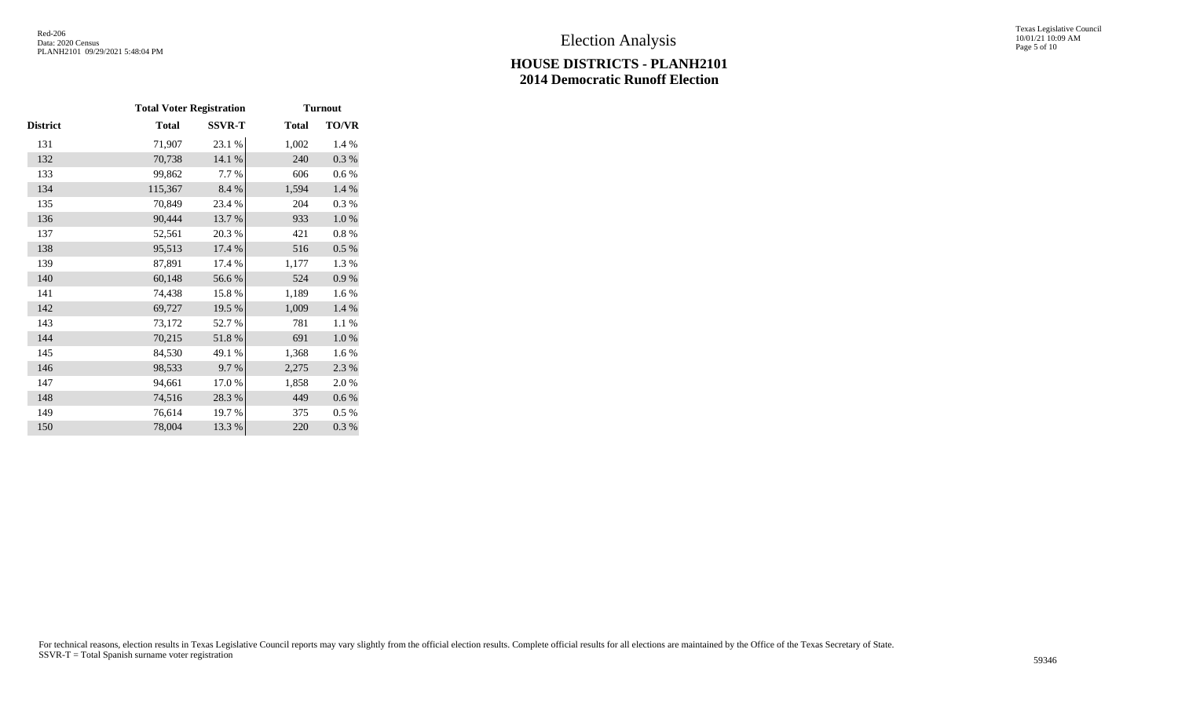# Election Analysis

## HOUSE DISTRICTS - PLANH2101
## 2014 Democratic Runoff Election

| | Total Voter Registration | | Turnout | |
|---|---|---|---|---|
| **District** | **Total** | **SSVR-T** | **Total** | **TO/VR** |
| 131 | 71,907 | 23.1 % | 1,002 | 1.4 % |
| 132 | 70,738 | 14.1 % | 240 | 0.3 % |
| 133 | 99,862 | 7.7 % | 606 | 0.6 % |
| 134 | 115,367 | 8.4 % | 1,594 | 1.4 % |
| 135 | 70,849 | 23.4 % | 204 | 0.3 % |
| 136 | 90,444 | 13.7 % | 933 | 1.0 % |
| 137 | 52,561 | 20.3 % | 421 | 0.8 % |
| 138 | 95,513 | 17.4 % | 516 | 0.5 % |
| 139 | 87,891 | 17.4 % | 1,177 | 1.3 % |
| 140 | 60,148 | 56.6 % | 524 | 0.9 % |
| 141 | 74,438 | 15.8 % | 1,189 | 1.6 % |
| 142 | 69,727 | 19.5 % | 1,009 | 1.4 % |
| 143 | 73,172 | 52.7 % | 781 | 1.1 % |
| 144 | 70,215 | 51.8 % | 691 | 1.0 % |
| 145 | 84,530 | 49.1 % | 1,368 | 1.6 % |
| 146 | 98,533 | 9.7 % | 2,275 | 2.3 % |
| 147 | 94,661 | 17.0 % | 1,858 | 2.0 % |
| 148 | 74,516 | 28.3 % | 449 | 0.6 % |
| 149 | 76,614 | 19.7 % | 375 | 0.5 % |
| 150 | 78,004 | 13.3 % | 220 | 0.3 % |

For technical reasons, election results in Texas Legislative Council reports may vary slightly from the official election results. Complete official results for all elections are maintained by the Office of the Texas Secretary of State.
SSVR-T = Total Spanish surname voter registration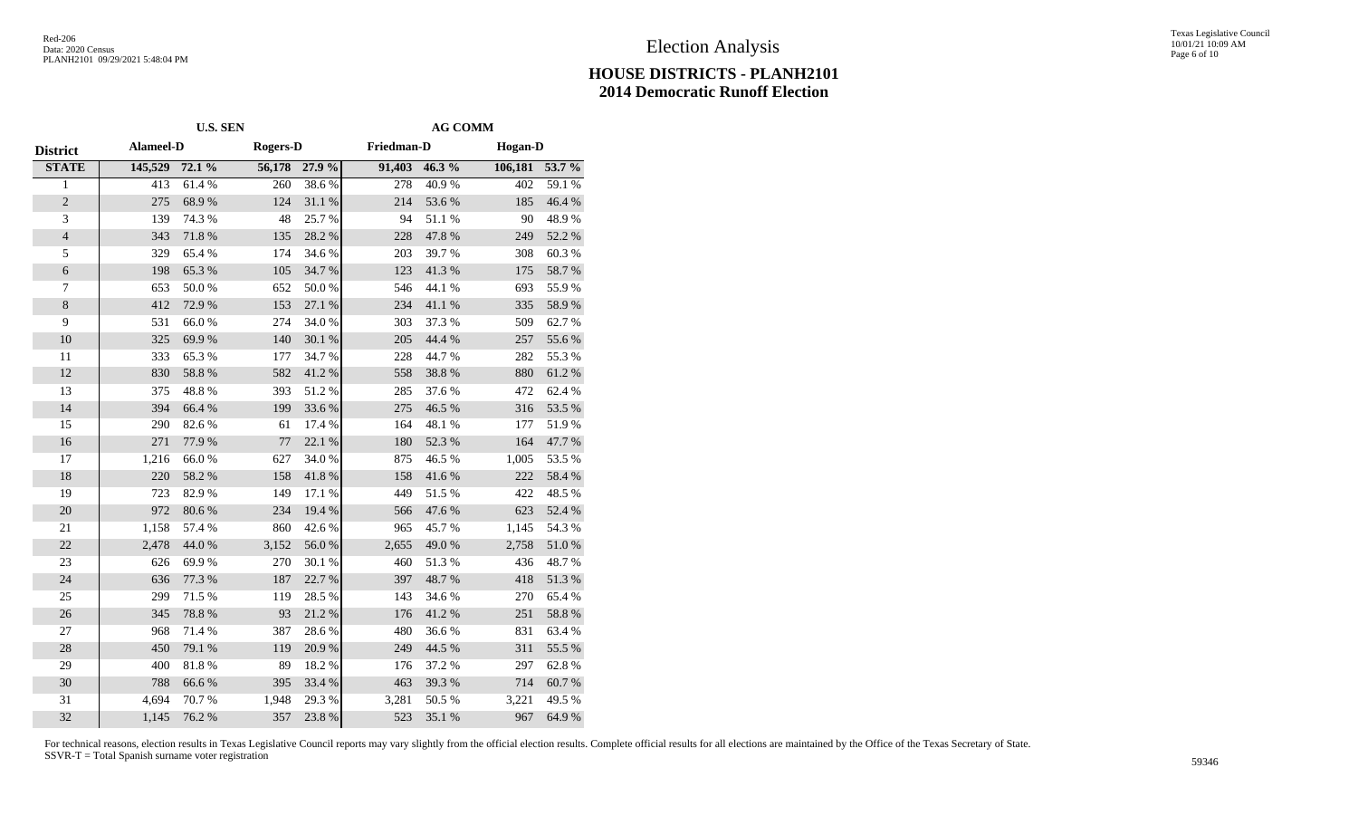# Election Analysis

## HOUSE DISTRICTS - PLANH2101
## 2014 Democratic Runoff Election

| | U.S. SEN | | | | AG COMM | | | |
|---|---|---|---|---|---|---|---|---|
| District | Alameel-D | | Rogers-D | | Friedman-D | | Hogan-D | |
| STATE | 145,529 | 72.1 % | 56,178 | 27.9 % | 91,403 | 46.3 % | 106,181 | 53.7 % |
| 1 | 413 | 61.4 % | 260 | 38.6 % | 278 | 40.9 % | 402 | 59.1 % |
| 2 | 275 | 68.9 % | 124 | 31.1 % | 214 | 53.6 % | 185 | 46.4 % |
| 3 | 139 | 74.3 % | 48 | 25.7 % | 94 | 51.1 % | 90 | 48.9 % |
| 4 | 343 | 71.8 % | 135 | 28.2 % | 228 | 47.8 % | 249 | 52.2 % |
| 5 | 329 | 65.4 % | 174 | 34.6 % | 203 | 39.7 % | 308 | 60.3 % |
| 6 | 198 | 65.3 % | 105 | 34.7 % | 123 | 41.3 % | 175 | 58.7 % |
| 7 | 653 | 50.0 % | 652 | 50.0 % | 546 | 44.1 % | 693 | 55.9 % |
| 8 | 412 | 72.9 % | 153 | 27.1 % | 234 | 41.1 % | 335 | 58.9 % |
| 9 | 531 | 66.0 % | 274 | 34.0 % | 303 | 37.3 % | 509 | 62.7 % |
| 10 | 325 | 69.9 % | 140 | 30.1 % | 205 | 44.4 % | 257 | 55.6 % |
| 11 | 333 | 65.3 % | 177 | 34.7 % | 228 | 44.7 % | 282 | 55.3 % |
| 12 | 830 | 58.8 % | 582 | 41.2 % | 558 | 38.8 % | 880 | 61.2 % |
| 13 | 375 | 48.8 % | 393 | 51.2 % | 285 | 37.6 % | 472 | 62.4 % |
| 14 | 394 | 66.4 % | 199 | 33.6 % | 275 | 46.5 % | 316 | 53.5 % |
| 15 | 290 | 82.6 % | 61 | 17.4 % | 164 | 48.1 % | 177 | 51.9 % |
| 16 | 271 | 77.9 % | 77 | 22.1 % | 180 | 52.3 % | 164 | 47.7 % |
| 17 | 1,216 | 66.0 % | 627 | 34.0 % | 875 | 46.5 % | 1,005 | 53.5 % |
| 18 | 220 | 58.2 % | 158 | 41.8 % | 158 | 41.6 % | 222 | 58.4 % |
| 19 | 723 | 82.9 % | 149 | 17.1 % | 449 | 51.5 % | 422 | 48.5 % |
| 20 | 972 | 80.6 % | 234 | 19.4 % | 566 | 47.6 % | 623 | 52.4 % |
| 21 | 1,158 | 57.4 % | 860 | 42.6 % | 965 | 45.7 % | 1,145 | 54.3 % |
| 22 | 2,478 | 44.0 % | 3,152 | 56.0 % | 2,655 | 49.0 % | 2,758 | 51.0 % |
| 23 | 626 | 69.9 % | 270 | 30.1 % | 460 | 51.3 % | 436 | 48.7 % |
| 24 | 636 | 77.3 % | 187 | 22.7 % | 397 | 48.7 % | 418 | 51.3 % |
| 25 | 299 | 71.5 % | 119 | 28.5 % | 143 | 34.6 % | 270 | 65.4 % |
| 26 | 345 | 78.8 % | 93 | 21.2 % | 176 | 41.2 % | 251 | 58.8 % |
| 27 | 968 | 71.4 % | 387 | 28.6 % | 480 | 36.6 % | 831 | 63.4 % |
| 28 | 450 | 79.1 % | 119 | 20.9 % | 249 | 44.5 % | 311 | 55.5 % |
| 29 | 400 | 81.8 % | 89 | 18.2 % | 176 | 37.2 % | 297 | 62.8 % |
| 30 | 788 | 66.6 % | 395 | 33.4 % | 463 | 39.3 % | 714 | 60.7 % |
| 31 | 4,694 | 70.7 % | 1,948 | 29.3 % | 3,281 | 50.5 % | 3,221 | 49.5 % |
| 32 | 1,145 | 76.2 % | 357 | 23.8 % | 523 | 35.1 % | 967 | 64.9 % |

For technical reasons, election results in Texas Legislative Council reports may vary slightly from the official election results. Complete official results for all elections are maintained by the Office of the Texas Secretary of State.
SSVR-T = Total Spanish surname voter registration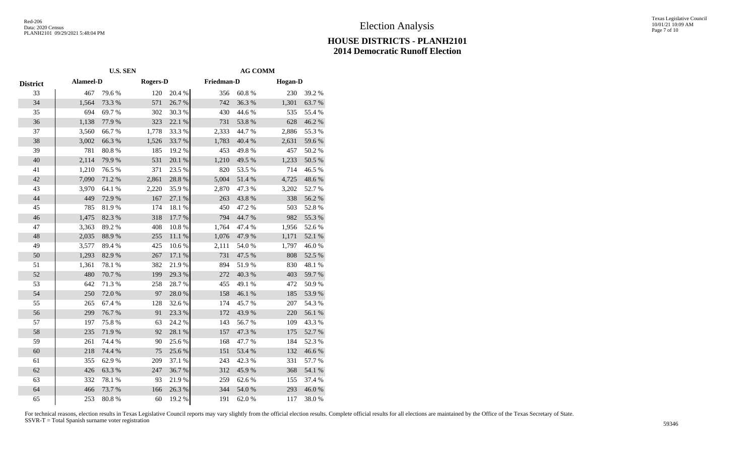# Election Analysis

## HOUSE DISTRICTS - PLANH2101
## 2014 Democratic Runoff Election

| | U.S. SEN | | | | AG COMM | | | |
|---|---|---|---|---|---|---|---|---|
| District | Alameel-D | | Rogers-D | | Friedman-D | | Hogan-D | |
| 33 | 467 | 79.6 % | 120 | 20.4 % | 356 | 60.8 % | 230 | 39.2 % |
| 34 | 1,564 | 73.3 % | 571 | 26.7 % | 742 | 36.3 % | 1,301 | 63.7 % |
| 35 | 694 | 69.7 % | 302 | 30.3 % | 430 | 44.6 % | 535 | 55.4 % |
| 36 | 1,138 | 77.9 % | 323 | 22.1 % | 731 | 53.8 % | 628 | 46.2 % |
| 37 | 3,560 | 66.7 % | 1,778 | 33.3 % | 2,333 | 44.7 % | 2,886 | 55.3 % |
| 38 | 3,002 | 66.3 % | 1,526 | 33.7 % | 1,783 | 40.4 % | 2,631 | 59.6 % |
| 39 | 781 | 80.8 % | 185 | 19.2 % | 453 | 49.8 % | 457 | 50.2 % |
| 40 | 2,114 | 79.9 % | 531 | 20.1 % | 1,210 | 49.5 % | 1,233 | 50.5 % |
| 41 | 1,210 | 76.5 % | 371 | 23.5 % | 820 | 53.5 % | 714 | 46.5 % |
| 42 | 7,090 | 71.2 % | 2,861 | 28.8 % | 5,004 | 51.4 % | 4,725 | 48.6 % |
| 43 | 3,970 | 64.1 % | 2,220 | 35.9 % | 2,870 | 47.3 % | 3,202 | 52.7 % |
| 44 | 449 | 72.9 % | 167 | 27.1 % | 263 | 43.8 % | 338 | 56.2 % |
| 45 | 785 | 81.9 % | 174 | 18.1 % | 450 | 47.2 % | 503 | 52.8 % |
| 46 | 1,475 | 82.3 % | 318 | 17.7 % | 794 | 44.7 % | 982 | 55.3 % |
| 47 | 3,363 | 89.2 % | 408 | 10.8 % | 1,764 | 47.4 % | 1,956 | 52.6 % |
| 48 | 2,035 | 88.9 % | 255 | 11.1 % | 1,076 | 47.9 % | 1,171 | 52.1 % |
| 49 | 3,577 | 89.4 % | 425 | 10.6 % | 2,111 | 54.0 % | 1,797 | 46.0 % |
| 50 | 1,293 | 82.9 % | 267 | 17.1 % | 731 | 47.5 % | 808 | 52.5 % |
| 51 | 1,361 | 78.1 % | 382 | 21.9 % | 894 | 51.9 % | 830 | 48.1 % |
| 52 | 480 | 70.7 % | 199 | 29.3 % | 272 | 40.3 % | 403 | 59.7 % |
| 53 | 642 | 71.3 % | 258 | 28.7 % | 455 | 49.1 % | 472 | 50.9 % |
| 54 | 250 | 72.0 % | 97 | 28.0 % | 158 | 46.1 % | 185 | 53.9 % |
| 55 | 265 | 67.4 % | 128 | 32.6 % | 174 | 45.7 % | 207 | 54.3 % |
| 56 | 299 | 76.7 % | 91 | 23.3 % | 172 | 43.9 % | 220 | 56.1 % |
| 57 | 197 | 75.8 % | 63 | 24.2 % | 143 | 56.7 % | 109 | 43.3 % |
| 58 | 235 | 71.9 % | 92 | 28.1 % | 157 | 47.3 % | 175 | 52.7 % |
| 59 | 261 | 74.4 % | 90 | 25.6 % | 168 | 47.7 % | 184 | 52.3 % |
| 60 | 218 | 74.4 % | 75 | 25.6 % | 151 | 53.4 % | 132 | 46.6 % |
| 61 | 355 | 62.9 % | 209 | 37.1 % | 243 | 42.3 % | 331 | 57.7 % |
| 62 | 426 | 63.3 % | 247 | 36.7 % | 312 | 45.9 % | 368 | 54.1 % |
| 63 | 332 | 78.1 % | 93 | 21.9 % | 259 | 62.6 % | 155 | 37.4 % |
| 64 | 466 | 73.7 % | 166 | 26.3 % | 344 | 54.0 % | 293 | 46.0 % |
| 65 | 253 | 80.8 % | 60 | 19.2 % | 191 | 62.0 % | 117 | 38.0 % |

For technical reasons, election results in Texas Legislative Council reports may vary slightly from the official election results. Complete official results for all elections are maintained by the Office of the Texas Secretary of State.
SSVR-T = Total Spanish surname voter registration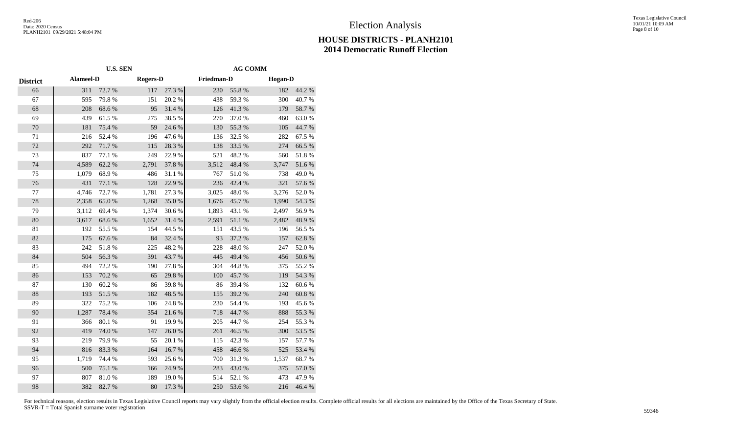# Election Analysis

## HOUSE DISTRICTS - PLANH2101
## 2014 Democratic Runoff Election

| | U.S. SEN | | | | AG COMM | | | |
|---|---|---|---|---|---|---|---|---|
| **District** | **Alameel-D** | | **Rogers-D** | | **Friedman-D** | | **Hogan-D** | |
| 66 | 311 | 72.7 % | 117 | 27.3 % | 230 | 55.8 % | 182 | 44.2 % |
| 67 | 595 | 79.8 % | 151 | 20.2 % | 438 | 59.3 % | 300 | 40.7 % |
| 68 | 208 | 68.6 % | 95 | 31.4 % | 126 | 41.3 % | 179 | 58.7 % |
| 69 | 439 | 61.5 % | 275 | 38.5 % | 270 | 37.0 % | 460 | 63.0 % |
| 70 | 181 | 75.4 % | 59 | 24.6 % | 130 | 55.3 % | 105 | 44.7 % |
| 71 | 216 | 52.4 % | 196 | 47.6 % | 136 | 32.5 % | 282 | 67.5 % |
| 72 | 292 | 71.7 % | 115 | 28.3 % | 138 | 33.5 % | 274 | 66.5 % |
| 73 | 837 | 77.1 % | 249 | 22.9 % | 521 | 48.2 % | 560 | 51.8 % |
| 74 | 4,589 | 62.2 % | 2,791 | 37.8 % | 3,512 | 48.4 % | 3,747 | 51.6 % |
| 75 | 1,079 | 68.9 % | 486 | 31.1 % | 767 | 51.0 % | 738 | 49.0 % |
| 76 | 431 | 77.1 % | 128 | 22.9 % | 236 | 42.4 % | 321 | 57.6 % |
| 77 | 4,746 | 72.7 % | 1,781 | 27.3 % | 3,025 | 48.0 % | 3,276 | 52.0 % |
| 78 | 2,358 | 65.0 % | 1,268 | 35.0 % | 1,676 | 45.7 % | 1,990 | 54.3 % |
| 79 | 3,112 | 69.4 % | 1,374 | 30.6 % | 1,893 | 43.1 % | 2,497 | 56.9 % |
| 80 | 3,617 | 68.6 % | 1,652 | 31.4 % | 2,591 | 51.1 % | 2,482 | 48.9 % |
| 81 | 192 | 55.5 % | 154 | 44.5 % | 151 | 43.5 % | 196 | 56.5 % |
| 82 | 175 | 67.6 % | 84 | 32.4 % | 93 | 37.2 % | 157 | 62.8 % |
| 83 | 242 | 51.8 % | 225 | 48.2 % | 228 | 48.0 % | 247 | 52.0 % |
| 84 | 504 | 56.3 % | 391 | 43.7 % | 445 | 49.4 % | 456 | 50.6 % |
| 85 | 494 | 72.2 % | 190 | 27.8 % | 304 | 44.8 % | 375 | 55.2 % |
| 86 | 153 | 70.2 % | 65 | 29.8 % | 100 | 45.7 % | 119 | 54.3 % |
| 87 | 130 | 60.2 % | 86 | 39.8 % | 86 | 39.4 % | 132 | 60.6 % |
| 88 | 193 | 51.5 % | 182 | 48.5 % | 155 | 39.2 % | 240 | 60.8 % |
| 89 | 322 | 75.2 % | 106 | 24.8 % | 230 | 54.4 % | 193 | 45.6 % |
| 90 | 1,287 | 78.4 % | 354 | 21.6 % | 718 | 44.7 % | 888 | 55.3 % |
| 91 | 366 | 80.1 % | 91 | 19.9 % | 205 | 44.7 % | 254 | 55.3 % |
| 92 | 419 | 74.0 % | 147 | 26.0 % | 261 | 46.5 % | 300 | 53.5 % |
| 93 | 219 | 79.9 % | 55 | 20.1 % | 115 | 42.3 % | 157 | 57.7 % |
| 94 | 816 | 83.3 % | 164 | 16.7 % | 458 | 46.6 % | 525 | 53.4 % |
| 95 | 1,719 | 74.4 % | 593 | 25.6 % | 700 | 31.3 % | 1,537 | 68.7 % |
| 96 | 500 | 75.1 % | 166 | 24.9 % | 283 | 43.0 % | 375 | 57.0 % |
| 97 | 807 | 81.0 % | 189 | 19.0 % | 514 | 52.1 % | 473 | 47.9 % |
| 98 | 382 | 82.7 % | 80 | 17.3 % | 250 | 53.6 % | 216 | 46.4 % |

For technical reasons, election results in Texas Legislative Council reports may vary slightly from the official election results. Complete official results for all elections are maintained by the Office of the Texas Secretary of State.
SSVR-T = Total Spanish surname voter registration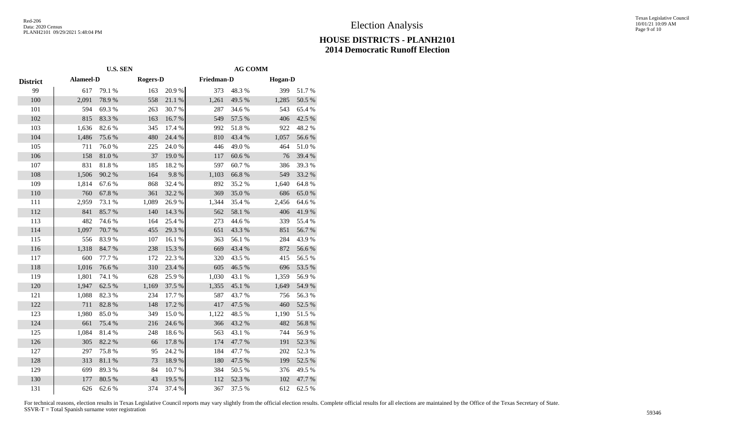# Election Analysis

## HOUSE DISTRICTS - PLANH2101
## 2014 Democratic Runoff Election

| | U.S. SEN | | | | AG COMM | | | |
|---|---|---|---|---|---|---|---|---|
| District | Alameel-D | | Rogers-D | | Friedman-D | | Hogan-D | |
| 99 | 617 | 79.1 % | 163 | 20.9 % | 373 | 48.3 % | 399 | 51.7 % |
| 100 | 2,091 | 78.9 % | 558 | 21.1 % | 1,261 | 49.5 % | 1,285 | 50.5 % |
| 101 | 594 | 69.3 % | 263 | 30.7 % | 287 | 34.6 % | 543 | 65.4 % |
| 102 | 815 | 83.3 % | 163 | 16.7 % | 549 | 57.5 % | 406 | 42.5 % |
| 103 | 1,636 | 82.6 % | 345 | 17.4 % | 992 | 51.8 % | 922 | 48.2 % |
| 104 | 1,486 | 75.6 % | 480 | 24.4 % | 810 | 43.4 % | 1,057 | 56.6 % |
| 105 | 711 | 76.0 % | 225 | 24.0 % | 446 | 49.0 % | 464 | 51.0 % |
| 106 | 158 | 81.0 % | 37 | 19.0 % | 117 | 60.6 % | 76 | 39.4 % |
| 107 | 831 | 81.8 % | 185 | 18.2 % | 597 | 60.7 % | 386 | 39.3 % |
| 108 | 1,506 | 90.2 % | 164 | 9.8 % | 1,103 | 66.8 % | 549 | 33.2 % |
| 109 | 1,814 | 67.6 % | 868 | 32.4 % | 892 | 35.2 % | 1,640 | 64.8 % |
| 110 | 760 | 67.8 % | 361 | 32.2 % | 369 | 35.0 % | 686 | 65.0 % |
| 111 | 2,959 | 73.1 % | 1,089 | 26.9 % | 1,344 | 35.4 % | 2,456 | 64.6 % |
| 112 | 841 | 85.7 % | 140 | 14.3 % | 562 | 58.1 % | 406 | 41.9 % |
| 113 | 482 | 74.6 % | 164 | 25.4 % | 273 | 44.6 % | 339 | 55.4 % |
| 114 | 1,097 | 70.7 % | 455 | 29.3 % | 651 | 43.3 % | 851 | 56.7 % |
| 115 | 556 | 83.9 % | 107 | 16.1 % | 363 | 56.1 % | 284 | 43.9 % |
| 116 | 1,318 | 84.7 % | 238 | 15.3 % | 669 | 43.4 % | 872 | 56.6 % |
| 117 | 600 | 77.7 % | 172 | 22.3 % | 320 | 43.5 % | 415 | 56.5 % |
| 118 | 1,016 | 76.6 % | 310 | 23.4 % | 605 | 46.5 % | 696 | 53.5 % |
| 119 | 1,801 | 74.1 % | 628 | 25.9 % | 1,030 | 43.1 % | 1,359 | 56.9 % |
| 120 | 1,947 | 62.5 % | 1,169 | 37.5 % | 1,355 | 45.1 % | 1,649 | 54.9 % |
| 121 | 1,088 | 82.3 % | 234 | 17.7 % | 587 | 43.7 % | 756 | 56.3 % |
| 122 | 711 | 82.8 % | 148 | 17.2 % | 417 | 47.5 % | 460 | 52.5 % |
| 123 | 1,980 | 85.0 % | 349 | 15.0 % | 1,122 | 48.5 % | 1,190 | 51.5 % |
| 124 | 661 | 75.4 % | 216 | 24.6 % | 366 | 43.2 % | 482 | 56.8 % |
| 125 | 1,084 | 81.4 % | 248 | 18.6 % | 563 | 43.1 % | 744 | 56.9 % |
| 126 | 305 | 82.2 % | 66 | 17.8 % | 174 | 47.7 % | 191 | 52.3 % |
| 127 | 297 | 75.8 % | 95 | 24.2 % | 184 | 47.7 % | 202 | 52.3 % |
| 128 | 313 | 81.1 % | 73 | 18.9 % | 180 | 47.5 % | 199 | 52.5 % |
| 129 | 699 | 89.3 % | 84 | 10.7 % | 384 | 50.5 % | 376 | 49.5 % |
| 130 | 177 | 80.5 % | 43 | 19.5 % | 112 | 52.3 % | 102 | 47.7 % |
| 131 | 626 | 62.6 % | 374 | 37.4 % | 367 | 37.5 % | 612 | 62.5 % |

For technical reasons, election results in Texas Legislative Council reports may vary slightly from the official election results. Complete official results for all elections are maintained by the Office of the Texas Secretary of State.
SSVR-T = Total Spanish surname voter registration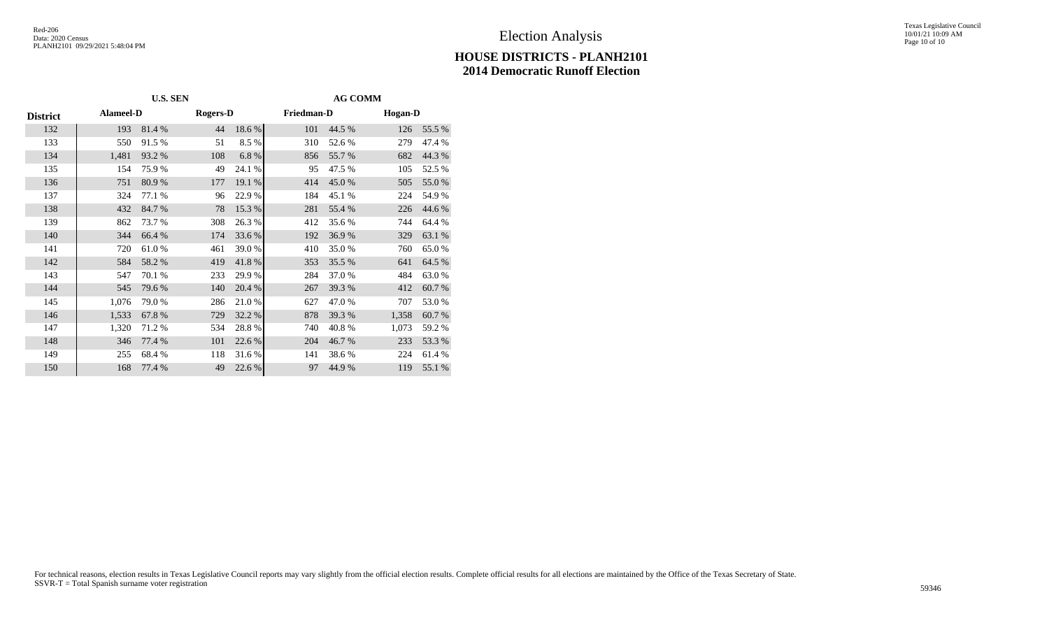# Election Analysis

## HOUSE DISTRICTS - PLANH2101
## 2014 Democratic Runoff Election

| | U.S. SEN | | | | AG COMM | | | |
|---|---|---|---|---|---|---|---|---|
| District | Alameel-D | | Rogers-D | | Friedman-D | | Hogan-D | |
| 132 | 193 | 81.4 % | 44 | 18.6 % | 101 | 44.5 % | 126 | 55.5 % |
| 133 | 550 | 91.5 % | 51 | 8.5 % | 310 | 52.6 % | 279 | 47.4 % |
| 134 | 1,481 | 93.2 % | 108 | 6.8 % | 856 | 55.7 % | 682 | 44.3 % |
| 135 | 154 | 75.9 % | 49 | 24.1 % | 95 | 47.5 % | 105 | 52.5 % |
| 136 | 751 | 80.9 % | 177 | 19.1 % | 414 | 45.0 % | 505 | 55.0 % |
| 137 | 324 | 77.1 % | 96 | 22.9 % | 184 | 45.1 % | 224 | 54.9 % |
| 138 | 432 | 84.7 % | 78 | 15.3 % | 281 | 55.4 % | 226 | 44.6 % |
| 139 | 862 | 73.7 % | 308 | 26.3 % | 412 | 35.6 % | 744 | 64.4 % |
| 140 | 344 | 66.4 % | 174 | 33.6 % | 192 | 36.9 % | 329 | 63.1 % |
| 141 | 720 | 61.0 % | 461 | 39.0 % | 410 | 35.0 % | 760 | 65.0 % |
| 142 | 584 | 58.2 % | 419 | 41.8 % | 353 | 35.5 % | 641 | 64.5 % |
| 143 | 547 | 70.1 % | 233 | 29.9 % | 284 | 37.0 % | 484 | 63.0 % |
| 144 | 545 | 79.6 % | 140 | 20.4 % | 267 | 39.3 % | 412 | 60.7 % |
| 145 | 1,076 | 79.0 % | 286 | 21.0 % | 627 | 47.0 % | 707 | 53.0 % |
| 146 | 1,533 | 67.8 % | 729 | 32.2 % | 878 | 39.3 % | 1,358 | 60.7 % |
| 147 | 1,320 | 71.2 % | 534 | 28.8 % | 740 | 40.8 % | 1,073 | 59.2 % |
| 148 | 346 | 77.4 % | 101 | 22.6 % | 204 | 46.7 % | 233 | 53.3 % |
| 149 | 255 | 68.4 % | 118 | 31.6 % | 141 | 38.6 % | 224 | 61.4 % |
| 150 | 168 | 77.4 % | 49 | 22.6 % | 97 | 44.9 % | 119 | 55.1 % |

For technical reasons, election results in Texas Legislative Council reports may vary slightly from the official election results. Complete official results for all elections are maintained by the Office of the Texas Secretary of State.
SSVR-T = Total Spanish surname voter registration